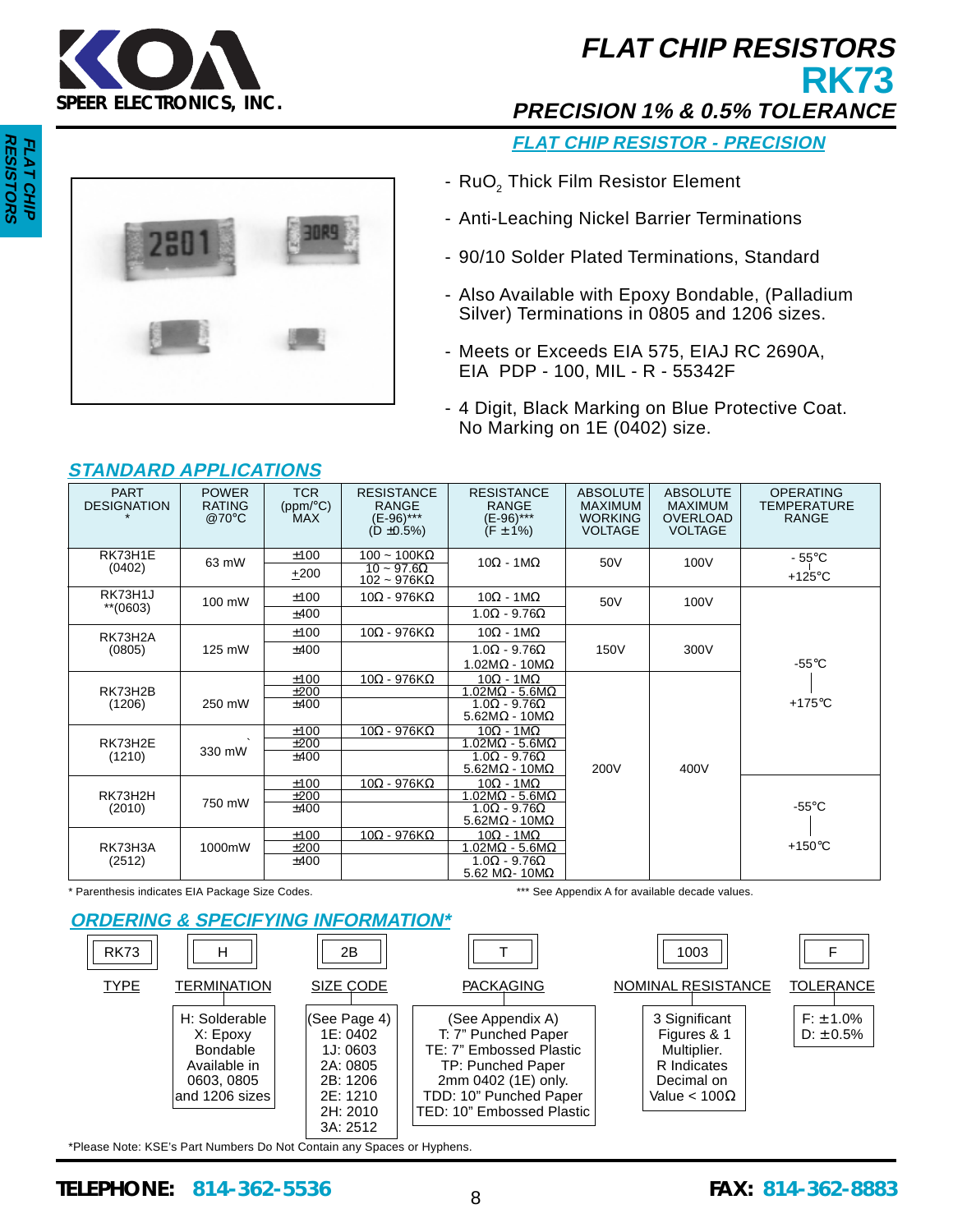KOA SPEER ELECTRONICS, INC.

# FLAT CHIP RESISTORS
# RK73
## PRECISION 1% & 0.5% TOLERANCE

### FLAT CHIP RESISTOR - PRECISION

- $RuO_2$ Thick Film Resistor Element
- Anti-Leaching Nickel Barrier Terminations
- 90/10 Solder Plated Terminations, Standard
- Also Available with Epoxy Bondable, (Palladium Silver) Terminations in 0805 and 1206 sizes.
- Meets or Exceeds EIA 575, EIAJ RC 2690A, EIA PDP - 100, MIL - R - 55342F
- 4 Digit, Black Marking on Blue Protective Coat. No Marking on 1E (0402) size.

## STANDARD APPLICATIONS

| PART DESIGNATION * | POWER RATING @70°C | TCR (ppm/°C) MAX | RESISTANCE RANGE (E-96)*** (D ±0.5%) | RESISTANCE RANGE (E-96)*** (F ±1%) | ABSOLUTE MAXIMUM WORKING VOLTAGE | ABSOLUTE MAXIMUM OVERLOAD VOLTAGE | OPERATING TEMPERATURE RANGE |
|---|---|---|---|---|---|---|---|
| RK73H1E (0402) | 63 mW | ±100 | 100 ~ 100KΩ | 10Ω - 1MΩ | 50V | 100V | - 55°C ~ +125°C |
| | | +200 | 10 ~ 97.6Ω, 102 ~ 976KΩ | | | | |
| RK73H1J **(0603) | 100 mW | ±100 | 10Ω - 976KΩ | 10Ω - 1MΩ | 50V | 100V | -55°C ~ +175°C |
| | | ±400 | | 1.0Ω - 9.76Ω | | | |
| RK73H2A (0805) | 125 mW | ±100 | 10Ω - 976KΩ | 10Ω - 1MΩ | 150V | 300V | |
| | | ±400 | | 1.0Ω - 9.76Ω, 1.02MΩ - 10MΩ | | | |
| RK73H2B (1206) | 250 mW | ±100 | 10Ω - 976KΩ | 10Ω - 1MΩ | 200V | 400V | |
| | | ±200 | | 1.02MΩ - 5.6MΩ | | | |
| | | ±400 | | 1.0Ω - 9.76Ω, 5.62MΩ - 10MΩ | | | |
| RK73H2E (1210) | 330 mW | ±100 | 10Ω - 976KΩ | 10Ω - 1MΩ | | | |
| | | ±200 | | 1.02MΩ - 5.6MΩ | | | |
| | | ±400 | | 1.0Ω - 9.76Ω, 5.62MΩ - 10MΩ | | | |
| RK73H2H (2010) | 750 mW | ±100 | 10Ω - 976KΩ | 10Ω - 1MΩ | | | -55°C ~ +150°C |
| | | ±200 | | 1.02MΩ - 5.6MΩ | | | |
| | | ±400 | | 1.0Ω - 9.76Ω, 5.62MΩ - 10MΩ | | | |
| RK73H3A (2512) | 1000mW | ±100 | 10Ω - 976KΩ | 10Ω - 1MΩ | | | |
| | | ±200 | | 1.02MΩ - 5.6MΩ | | | |
| | | ±400 | | 1.0Ω - 9.76Ω, 5.62 MΩ- 10MΩ | | | |

\* Parenthesis indicates EIA Package Size Codes. *** See Appendix A for available decade values.

## ORDERING & SPECIFYING INFORMATION*

| RK73 | H | 2B | T | 1003 | F |
|---|---|---|---|---|---|
| TYPE | TERMINATION | SIZE CODE | PACKAGING | NOMINAL RESISTANCE | TOLERANCE |
| | H: Solderable<br>X: Epoxy Bondable Available in 0603, 0805 and 1206 sizes | (See Page 4)<br>1E: 0402<br>1J: 0603<br>2A: 0805<br>2B: 1206<br>2E: 1210<br>2H: 2010<br>3A: 2512 | (See Appendix A)<br>T: 7" Punched Paper<br>TE: 7" Embossed Plastic<br>TP: Punched Paper 2mm 0402 (1E) only.<br>TDD: 10" Punched Paper<br>TED: 10" Embossed Plastic | 3 Significant Figures & 1 Multiplier. R Indicates Decimal on Value < 100Ω | F: ±1.0%<br>D: ±0.5% |

*Please Note: KSE's Part Numbers Do Not Contain any Spaces or Hyphens.

TELEPHONE: 814-362-5536 FAX: 814-362-8883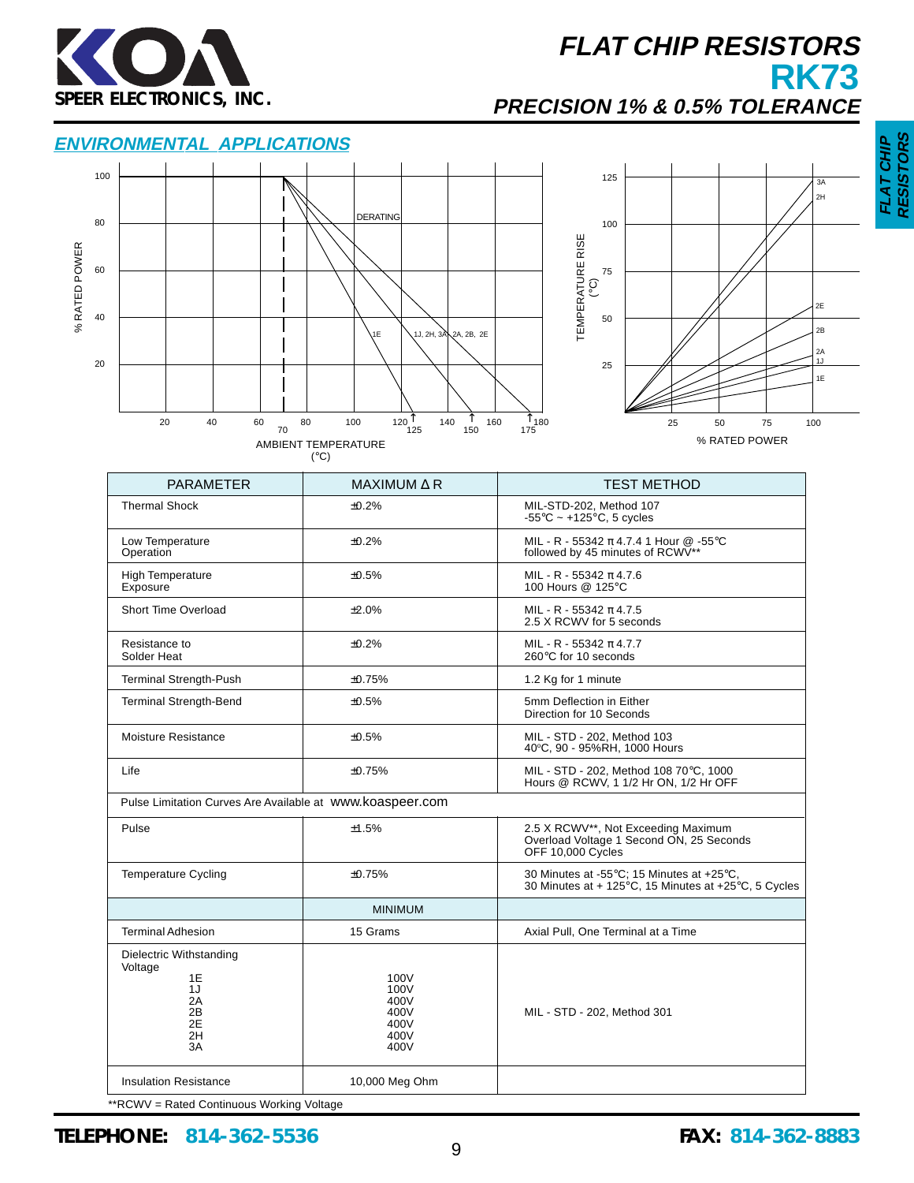# FLAT CHIP RESISTORS
# RK73
## PRECISION 1% & 0.5% TOLERANCE

## ENVIRONMENTAL APPLICATIONS

| PARAMETER | MAXIMUM Δ R | TEST METHOD |
|---|---|---|
| Thermal Shock | ±0.2% | MIL-STD-202, Method 107<br>-55°C ~ +125°C, 5 cycles |
| Low Temperature Operation | ±0.2% | MIL - R - 55342 π 4.7.4 1 Hour @ -55°C followed by 45 minutes of RCWV** |
| High Temperature Exposure | ±0.5% | MIL - R - 55342 π 4.7.6<br>100 Hours @ 125°C |
| Short Time Overload | ±2.0% | MIL - R - 55342 π 4.7.5<br>2.5 X RCWV for 5 seconds |
| Resistance to Solder Heat | ±0.2% | MIL - R - 55342 π 4.7.7<br>260°C for 10 seconds |
| Terminal Strength-Push | ±0.75% | 1.2 Kg for 1 minute |
| Terminal Strength-Bend | ±0.5% | 5mm Deflection in Either Direction for 10 Seconds |
| Moisture Resistance | ±0.5% | MIL - STD - 202, Method 103<br>40ºC, 90 - 95%RH, 1000 Hours |
| Life | ±0.75% | MIL - STD - 202, Method 108 70°C, 1000 Hours @ RCWV, 1 1/2 Hr ON, 1/2 Hr OFF |
| Pulse Limitation Curves Are Available at www.koaspeer.com | | |
| Pulse | ±1.5% | 2.5 X RCWV**, Not Exceeding Maximum Overload Voltage 1 Second ON, 25 Seconds OFF 10,000 Cycles |
| Temperature Cycling | ±0.75% | 30 Minutes at -55°C; 15 Minutes at +25°C,<br>30 Minutes at + 125°C, 15 Minutes at +25°C, 5 Cycles |
| | MINIMUM | |
| Terminal Adhesion | 15 Grams | Axial Pull, One Terminal at a Time |
| Dielectric Withstanding Voltage<br>1E<br>1J<br>2A<br>2B<br>2E<br>2H<br>3A | <br>100V<br>100V<br>400V<br>400V<br>400V<br>400V<br>400V | MIL - STD - 202, Method 301 |
| Insulation Resistance | 10,000 Meg Ohm | |

**RCWV = Rated Continuous Working Voltage

**TELEPHONE:** 814-362-5536 **FAX:** 814-362-8883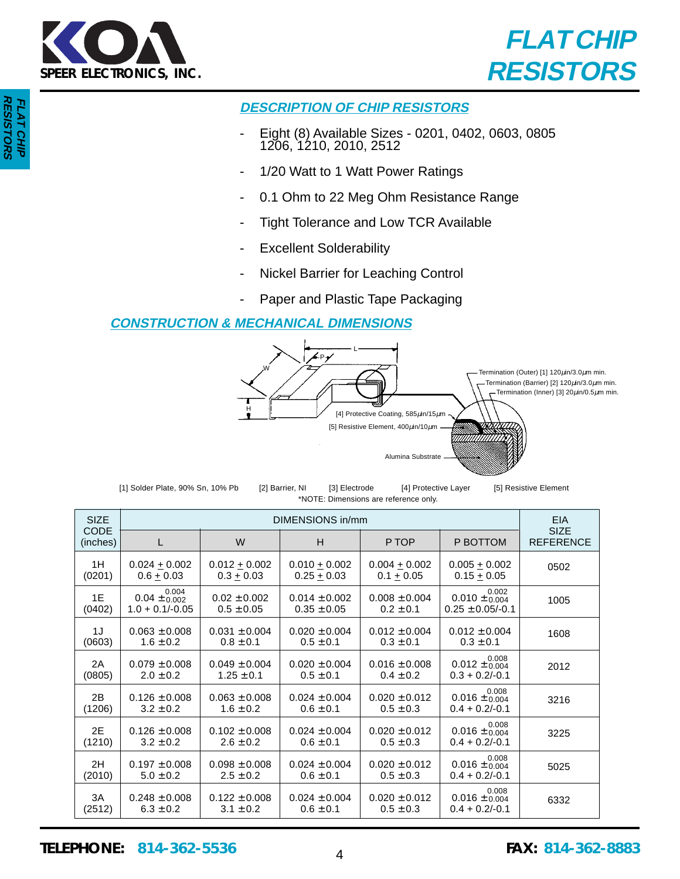# FLAT CHIP RESISTORS

## DESCRIPTION OF CHIP RESISTORS

- Eight (8) Available Sizes - 0201, 0402, 0603, 0805 1206, 1210, 2010, 2512
- 1/20 Watt to 1 Watt Power Ratings
- 0.1 Ohm to 22 Meg Ohm Resistance Range
- Tight Tolerance and Low TCR Available
- Excellent Solderability
- Nickel Barrier for Leaching Control
- Paper and Plastic Tape Packaging

## CONSTRUCTION & MECHANICAL DIMENSIONS

L, P, W, H

Termination (Outer) [1] 120$\mu$in/3.0$\mu$m min.
Termination (Barrier) [2] 120$\mu$in/3.0$\mu$m min.
Termination (Inner) [3] 20$\mu$in/0.5$\mu$m min.
[4] Protective Coating, 585$\mu$in/15$\mu$m
[5] Resistive Element, 400$\mu$in/10$\mu$m
Alumina Substrate

[1] Solder Plate, 90% Sn, 10% Pb  [2] Barrier, NI  [3] Electrode  [4] Protective Layer  [5] Resistive Element

*NOTE: Dimensions are reference only.

| SIZE CODE (inches) | DIMENSIONS in/mm | | | | | EIA SIZE REFERENCE |
|---|---|---|---|---|---|---|
| | L | W | H | P TOP | P BOTTOM | |
| 1H (0201) | 0.024 ± 0.002<br>0.6 ± 0.03 | 0.012 ± 0.002<br>0.3 ± 0.03 | 0.010 ± 0.002<br>0.25 ± 0.03 | 0.004 ± 0.002<br>0.1 ± 0.05 | 0.005 ± 0.002<br>0.15 ± 0.05 | 0502 |
| 1E (0402) | 0.04 $\pm^{0.004}_{0.002}$<br>1.0 + 0.1/-0.05 | 0.02 ±0.002<br>0.5 ±0.05 | 0.014 ±0.002<br>0.35 ±0.05 | 0.008 ±0.004<br>0.2 ±0.1 | 0.010 $\pm^{0.002}_{0.004}$<br>0.25 ±0.05/-0.1 | 1005 |
| 1J (0603) | 0.063 ±0.008<br>1.6 ±0.2 | 0.031 ±0.004<br>0.8 ±0.1 | 0.020 ±0.004<br>0.5 ±0.1 | 0.012 ±0.004<br>0.3 ±0.1 | 0.012 ±0.004<br>0.3 ±0.1 | 1608 |
| 2A (0805) | 0.079 ±0.008<br>2.0 ±0.2 | 0.049 ±0.004<br>1.25 ±0.1 | 0.020 ±0.004<br>0.5 ±0.1 | 0.016 ±0.008<br>0.4 ±0.2 | 0.012 $\pm^{0.008}_{0.004}$<br>0.3 + 0.2/-0.1 | 2012 |
| 2B (1206) | 0.126 ±0.008<br>3.2 ±0.2 | 0.063 ±0.008<br>1.6 ±0.2 | 0.024 ±0.004<br>0.6 ±0.1 | 0.020 ±0.012<br>0.5 ±0.3 | 0.016 $\pm^{0.008}_{0.004}$<br>0.4 + 0.2/-0.1 | 3216 |
| 2E (1210) | 0.126 ±0.008<br>3.2 ±0.2 | 0.102 ±0.008<br>2.6 ±0.2 | 0.024 ±0.004<br>0.6 ±0.1 | 0.020 ±0.012<br>0.5 ±0.3 | 0.016 $\pm^{0.008}_{0.004}$<br>0.4 + 0.2/-0.1 | 3225 |
| 2H (2010) | 0.197 ±0.008<br>5.0 ±0.2 | 0.098 ±0.008<br>2.5 ±0.2 | 0.024 ±0.004<br>0.6 ±0.1 | 0.020 ±0.012<br>0.5 ±0.3 | 0.016 $\pm^{0.008}_{0.004}$<br>0.4 + 0.2/-0.1 | 5025 |
| 3A (2512) | 0.248 ±0.008<br>6.3 ±0.2 | 0.122 ±0.008<br>3.1 ±0.2 | 0.024 ±0.004<br>0.6 ±0.1 | 0.020 ±0.012<br>0.5 ±0.3 | 0.016 $\pm^{0.008}_{0.004}$<br>0.4 + 0.2/-0.1 | 6332 |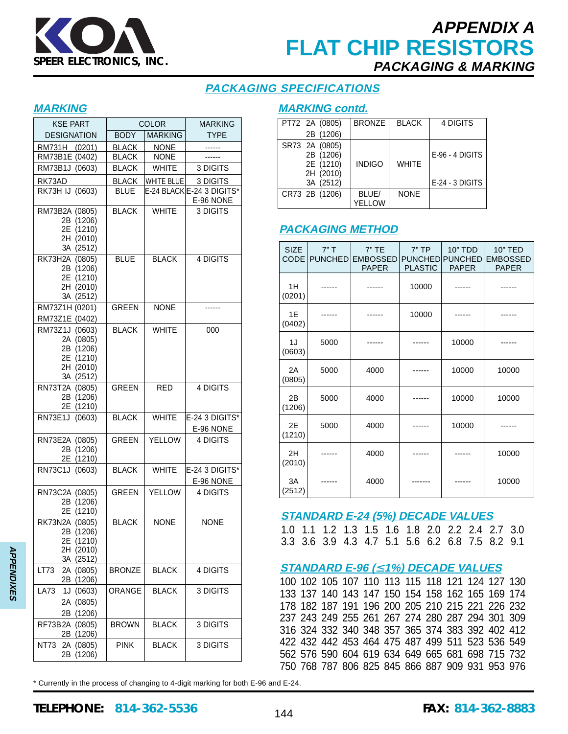# APPENDIX A
# FLAT CHIP RESISTORS
### PACKAGING & MARKING

## PACKAGING SPECIFICATIONS

### MARKING

| KSE PART DESIGNATION | COLOR | | MARKING TYPE |
|---|---|---|---|
| | BODY | MARKING | |
| RM731H (0201) | BLACK | NONE | ------ |
| RM73B1E (0402) | BLACK | NONE | ------ |
| RM73B1J (0603) | BLACK | WHITE | 3 DIGITS |
| RK73AD | BLACK | WHITE BLUE | 3 DIGITS |
| RK73H IJ (0603) | BLUE | E-24 BLACK | E-24 3 DIGITS* E-96 NONE |
| RM73B2A (0805) 2B (1206) 2E (1210) 2H (2010) 3A (2512) | BLACK | WHITE | 3 DIGITS |
| RK73H2A (0805) 2B (1206) 2E (1210) 2H (2010) 3A (2512) | BLUE | BLACK | 4 DIGITS |
| RM73Z1H (0201) RM73Z1E (0402) | GREEN | NONE | ------ |
| RM73Z1J (0603) 2A (0805) 2B (1206) 2E (1210) 2H (2010) 3A (2512) | BLACK | WHITE | 000 |
| RN73T2A (0805) 2B (1206) 2E (1210) | GREEN | RED | 4 DIGITS |
| RN73E1J (0603) | BLACK | WHITE | E-24 3 DIGITS* E-96 NONE |
| RN73E2A (0805) 2B (1206) 2E (1210) | GREEN | YELLOW | 4 DIGITS |
| RN73C1J (0603) | BLACK | WHITE | E-24 3 DIGITS* E-96 NONE |
| RN73C2A (0805) 2B (1206) 2E (1210) | GREEN | YELLOW | 4 DIGITS |
| RK73N2A (0805) 2B (1206) 2E (1210) 2H (2010) 3A (2512) | BLACK | NONE | NONE |
| LT73 2A (0805) 2B (1206) | BRONZE | BLACK | 4 DIGITS |
| LA73 1J (0603) 2A (0805) 2B (1206) | ORANGE | BLACK | 3 DIGITS |
| RF73B2A (0805) 2B (1206) | BROWN | BLACK | 3 DIGITS |
| NT73 2A (0805) 2B (1206) | PINK | BLACK | 3 DIGITS |

### MARKING contd.

| KSE PART DESIGNATION | BODY | MARKING | MARKING TYPE |
|---|---|---|---|
| PT72 2A (0805) 2B (1206) | BRONZE | BLACK | 4 DIGITS |
| SR73 2A (0805) 2B (1206) 2E (1210) 2H (2010) 3A (2512) | INDIGO | WHITE | E-96 - 4 DIGITS E-24 - 3 DIGITS |
| CR73 2B (1206) | BLUE/ YELLOW | NONE | |

### PACKAGING METHOD

| SIZE CODE | 7" T PUNCHED | 7" TE EMBOSSED PAPER | 7" TP PUNCHED PLASTIC | 10" TDD PUNCHED PAPER | 10" TED EMBOSSED PAPER |
|---|---|---|---|---|---|
| 1H (0201) | ------ | ------ | 10000 | ------ | ------ |
| 1E (0402) | ------ | ------ | 10000 | ------ | ------ |
| 1J (0603) | 5000 | ------ | ------ | 10000 | ------ |
| 2A (0805) | 5000 | 4000 | ------ | 10000 | 10000 |
| 2B (1206) | 5000 | 4000 | ------ | 10000 | 10000 |
| 2E (1210) | 5000 | 4000 | ------ | 10000 | ------ |
| 2H (2010) | ------ | 4000 | ------ | ------ | 10000 |
| 3A (2512) | ------ | 4000 | ------- | ------ | 10000 |

### STANDARD E-24 (5%) DECADE VALUES

1.0 1.1 1.2 1.3 1.5 1.6 1.8 2.0 2.2 2.4 2.7 3.0
3.3 3.6 3.9 4.3 4.7 5.1 5.6 6.2 6.8 7.5 8.2 9.1

### STANDARD E-96 (≤1%) DECADE VALUES

100 102 105 107 110 113 115 118 121 124 127 130
133 137 140 143 147 150 154 158 162 165 169 174
178 182 187 191 196 200 205 210 215 221 226 232
237 243 249 255 261 267 274 280 287 294 301 309
316 324 332 340 348 357 365 374 383 392 402 412
422 432 442 453 464 475 487 499 511 523 536 549
562 576 590 604 619 634 649 665 681 698 715 732
750 768 787 806 825 845 866 887 909 931 953 976

\* Currently in the process of changing to 4-digit marking for both E-96 and E-24.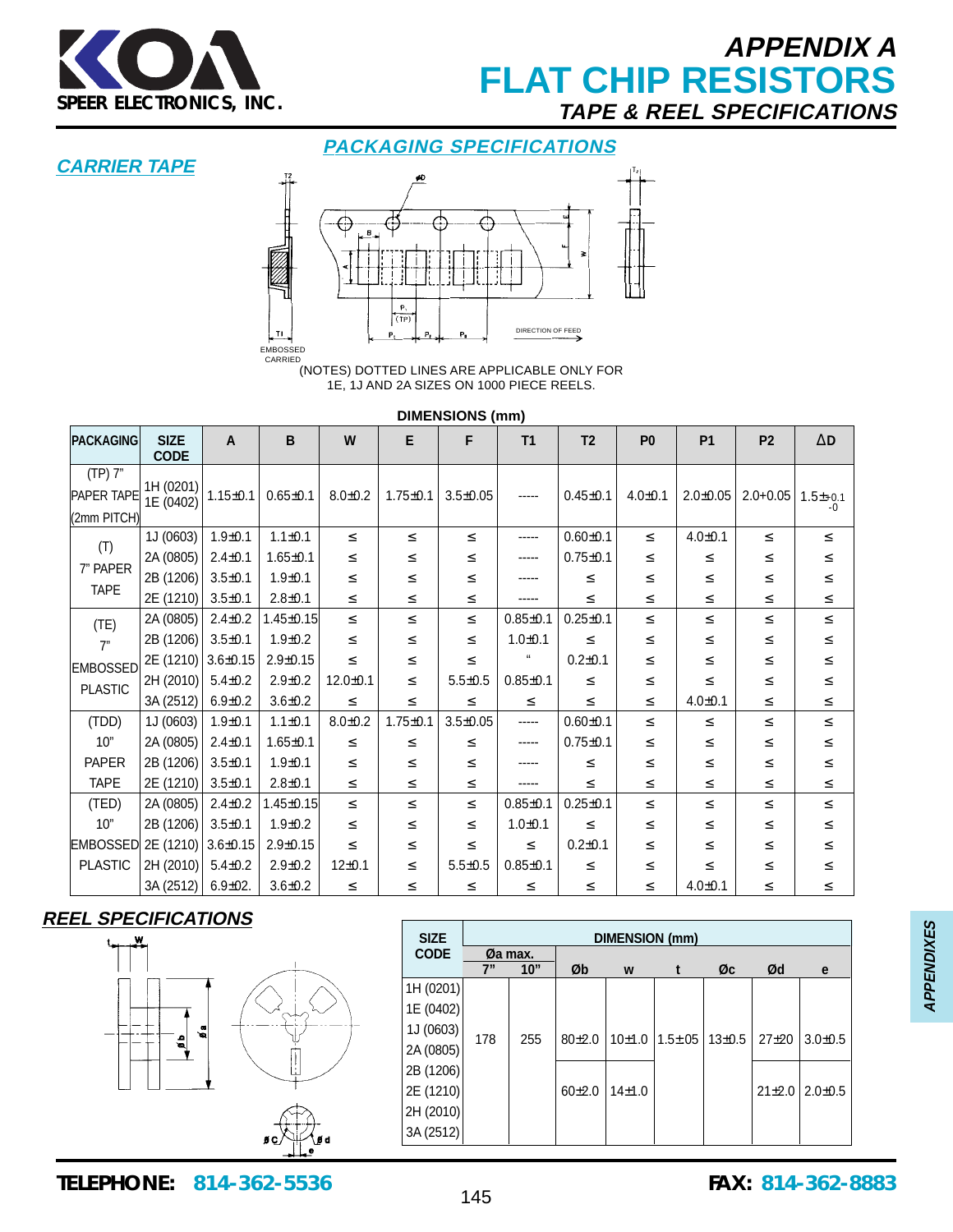# APPENDIX A
# FLAT CHIP RESISTORS
## TAPE & REEL SPECIFICATIONS

## PACKAGING SPECIFICATIONS

### CARRIER TAPE

T2

ØD

B

E

F

W

A

P1

(TP)

T1

P0

P2

P0

DIRECTION OF FEED

T2

EMBOSSED CARRIED

(NOTES) DOTTED LINES ARE APPLICABLE ONLY FOR 1E, 1J AND 2A SIZES ON 1000 PIECE REELS.

**DIMENSIONS (mm)**

| PACKAGING | SIZE CODE | A | B | W | E | F | T1 | T2 | P0 | P1 | P2 | ΔD |
|---|---|---|---|---|---|---|---|---|---|---|---|---|
| (TP) 7" PAPER TAPE (2mm PITCH) | 1H (0201) 1E (0402) | 1.15±0.1 | 0.65±0.1 | 8.0±0.2 | 1.75±0.1 | 3.5±0.05 | ----- | 0.45±0.1 | 4.0±0.1 | 2.0±0.05 | 2.0+0.05 | 1.5 +0.1 -0 |
| (T) 7" PAPER TAPE | 1J (0603) | 1.9±0.1 | 1.1±0.1 | ≤ | ≤ | ≤ | ----- | 0.60±0.1 | ≤ | 4.0±0.1 | ≤ | ≤ |
| | 2A (0805) | 2.4±0.1 | 1.65±0.1 | ≤ | ≤ | ≤ | ----- | 0.75±0.1 | ≤ | ≤ | ≤ | ≤ |
| | 2B (1206) | 3.5±0.1 | 1.9±0.1 | ≤ | ≤ | ≤ | ----- | ≤ | ≤ | ≤ | ≤ | ≤ |
| | 2E (1210) | 3.5±0.1 | 2.8±0.1 | ≤ | ≤ | ≤ | ----- | ≤ | ≤ | ≤ | ≤ | ≤ |
| (TE) 7" EMBOSSED PLASTIC | 2A (0805) | 2.4±0.2 | 1.45±0.15 | ≤ | ≤ | ≤ | 0.85±0.1 | 0.25±0.1 | ≤ | ≤ | ≤ | ≤ |
| | 2B (1206) | 3.5±0.1 | 1.9±0.2 | ≤ | ≤ | ≤ | 1.0±0.1 | ≤ | ≤ | ≤ | ≤ | ≤ |
| | 2E (1210) | 3.6±0.15 | 2.9±0.15 | ≤ | ≤ | ≤ | " | 0.2±0.1 | ≤ | ≤ | ≤ | ≤ |
| | 2H (2010) | 5.4±0.2 | 2.9±0.2 | 12.0±0.1 | ≤ | 5.5±0.5 | 0.85±0.1 | ≤ | ≤ | ≤ | ≤ | ≤ |
| | 3A (2512) | 6.9±0.2 | 3.6±0.2 | ≤ | ≤ | ≤ | ≤ | ≤ | ≤ | 4.0±0.1 | ≤ | ≤ |
| (TDD) 10" PAPER TAPE | 1J (0603) | 1.9±0.1 | 1.1±0.1 | 8.0±0.2 | 1.75±0.1 | 3.5±0.05 | ----- | 0.60±0.1 | ≤ | ≤ | ≤ | ≤ |
| | 2A (0805) | 2.4±0.1 | 1.65±0.1 | ≤ | ≤ | ≤ | ----- | 0.75±0.1 | ≤ | ≤ | ≤ | ≤ |
| | 2B (1206) | 3.5±0.1 | 1.9±0.1 | ≤ | ≤ | ≤ | ----- | ≤ | ≤ | ≤ | ≤ | ≤ |
| | 2E (1210) | 3.5±0.1 | 2.8±0.1 | ≤ | ≤ | ≤ | ----- | ≤ | ≤ | ≤ | ≤ | ≤ |
| (TED) 10" EMBOSSED PLASTIC | 2A (0805) | 2.4±0.2 | 1.45±0.15 | ≤ | ≤ | ≤ | 0.85±0.1 | 0.25±0.1 | ≤ | ≤ | ≤ | ≤ |
| | 2B (1206) | 3.5±0.1 | 1.9±0.2 | ≤ | ≤ | ≤ | 1.0±0.1 | ≤ | ≤ | ≤ | ≤ | ≤ |
| | 2E (1210) | 3.6±0.15 | 2.9±0.15 | ≤ | ≤ | ≤ | ≤ | 0.2±0.1 | ≤ | ≤ | ≤ | ≤ |
| | 2H (2010) | 5.4±0.2 | 2.9±0.2 | 12±0.1 | ≤ | 5.5±0.5 | 0.85±0.1 | ≤ | ≤ | ≤ | ≤ | ≤ |
| | 3A (2512) | 6.9±02. | 3.6±0.2 | ≤ | ≤ | ≤ | ≤ | ≤ | ≤ | 4.0±0.1 | ≤ | ≤ |

### REEL SPECIFICATIONS

t W Øb Øa ØC Ød e

| SIZE CODE | DIMENSION (mm) | | | | | | | |
|---|---|---|---|---|---|---|---|---|
| | Øa max. | | | | | | | |
| | 7" | 10" | Øb | w | t | Øc | Ød | e |
| 1H (0201) | 178 | 255 | 80±2.0 | 10±1.0 | 1.5±05 | 13±0.5 | 27±20 | 3.0±0.5 |
| 1E (0402) | | | | | | | | |
| 1J (0603) | | | | | | | | |
| 2A (0805) | | | | | | | | |
| 2B (1206) | | | 60±2.0 | 14±1.0 | | | 21±2.0 | 2.0±0.5 |
| 2E (1210) | | | | | | | | |
| 2H (2010) | | | | | | | | |
| 3A (2512) | | | | | | | | |

**TELEPHONE:** 814-362-5536 **FAX:** 814-362-8883